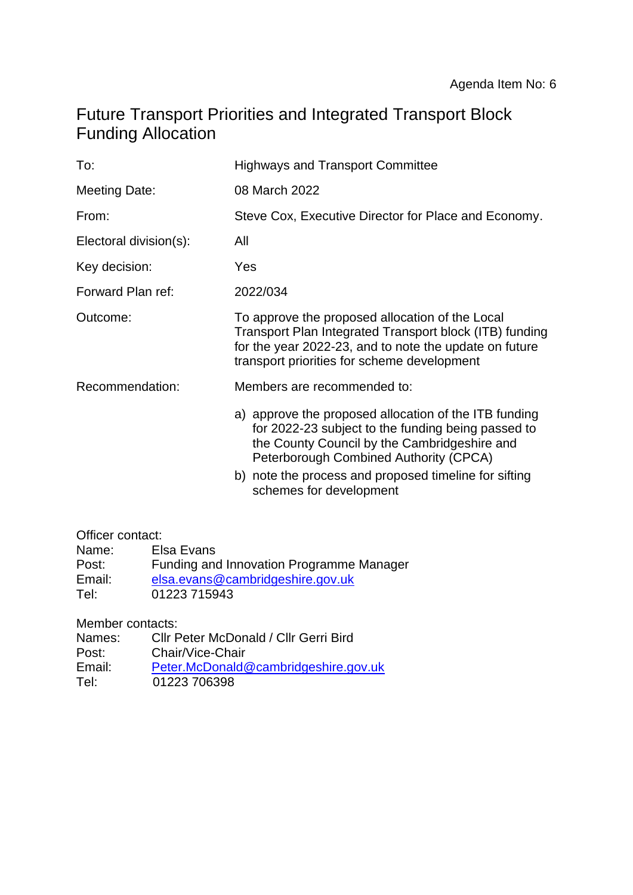Agenda Item No: 6

# Future Transport Priorities and Integrated Transport Block Funding Allocation

| | |
|---|---|
| To: | Highways and Transport Committee |
| Meeting Date: | 08 March 2022 |
| From: | Steve Cox, Executive Director for Place and Economy. |
| Electoral division(s): | All |
| Key decision: | Yes |
| Forward Plan ref: | 2022/034 |
| Outcome: | To approve the proposed allocation of the Local Transport Plan Integrated Transport block (ITB) funding for the year 2022-23, and to note the update on future transport priorities for scheme development |
| Recommendation: | Members are recommended to: |

a) approve the proposed allocation of the ITB funding for 2022-23 subject to the funding being passed to the County Council by the Cambridgeshire and Peterborough Combined Authority (CPCA)

b) note the process and proposed timeline for sifting schemes for development

Officer contact:
Name: Elsa Evans
Post: Funding and Innovation Programme Manager
Email: elsa.evans@cambridgeshire.gov.uk
Tel: 01223 715943

Member contacts:
Names: Cllr Peter McDonald / Cllr Gerri Bird
Post: Chair/Vice-Chair
Email: Peter.McDonald@cambridgeshire.gov.uk
Tel: 01223 706398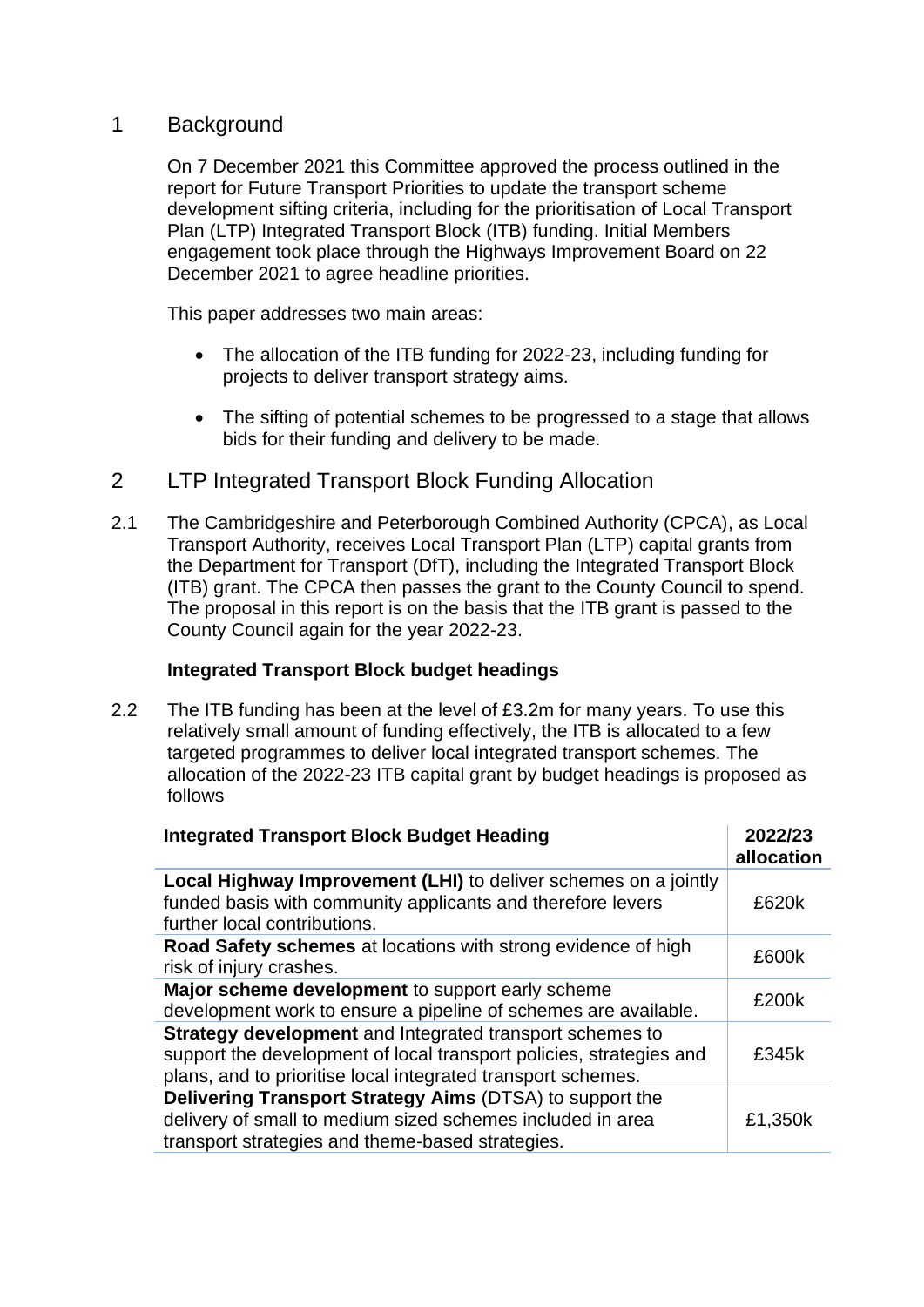# 1 Background

On 7 December 2021 this Committee approved the process outlined in the report for Future Transport Priorities to update the transport scheme development sifting criteria, including for the prioritisation of Local Transport Plan (LTP) Integrated Transport Block (ITB) funding. Initial Members engagement took place through the Highways Improvement Board on 22 December 2021 to agree headline priorities.

This paper addresses two main areas:

- The allocation of the ITB funding for 2022-23, including funding for projects to deliver transport strategy aims.
- The sifting of potential schemes to be progressed to a stage that allows bids for their funding and delivery to be made.

# 2 LTP Integrated Transport Block Funding Allocation

2.1 The Cambridgeshire and Peterborough Combined Authority (CPCA), as Local Transport Authority, receives Local Transport Plan (LTP) capital grants from the Department for Transport (DfT), including the Integrated Transport Block (ITB) grant. The CPCA then passes the grant to the County Council to spend. The proposal in this report is on the basis that the ITB grant is passed to the County Council again for the year 2022-23.

**Integrated Transport Block budget headings**

2.2 The ITB funding has been at the level of £3.2m for many years. To use this relatively small amount of funding effectively, the ITB is allocated to a few targeted programmes to deliver local integrated transport schemes. The allocation of the 2022-23 ITB capital grant by budget headings is proposed as follows

| Integrated Transport Block Budget Heading | 2022/23 allocation |
|---|---|
| **Local Highway Improvement (LHI)** to deliver schemes on a jointly funded basis with community applicants and therefore levers further local contributions. | £620k |
| **Road Safety schemes** at locations with strong evidence of high risk of injury crashes. | £600k |
| **Major scheme development** to support early scheme development work to ensure a pipeline of schemes are available. | £200k |
| **Strategy development** and Integrated transport schemes to support the development of local transport policies, strategies and plans, and to prioritise local integrated transport schemes. | £345k |
| **Delivering Transport Strategy Aims** (DTSA) to support the delivery of small to medium sized schemes included in area transport strategies and theme-based strategies. | £1,350k |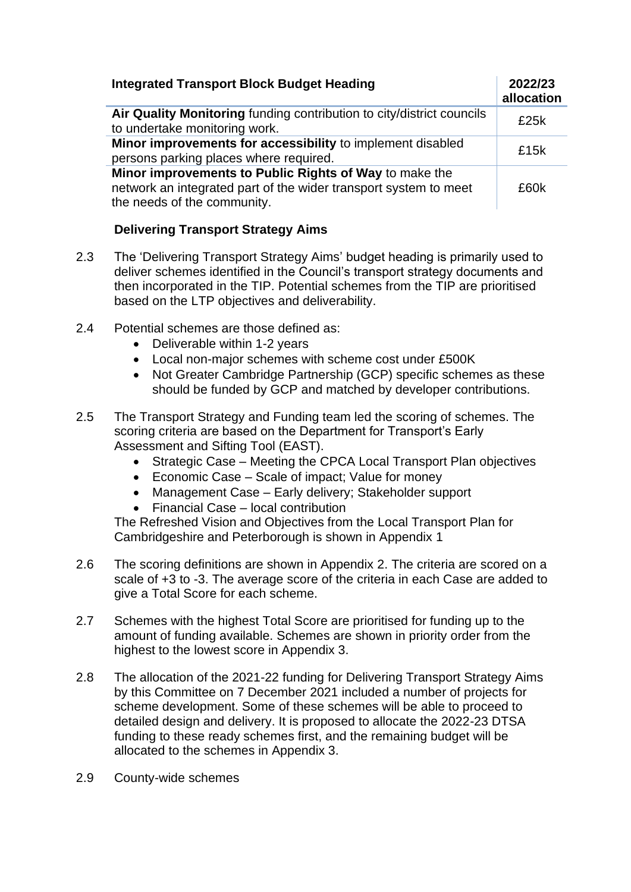| Integrated Transport Block Budget Heading | 2022/23 allocation |
|---|---|
| **Air Quality Monitoring** funding contribution to city/district councils to undertake monitoring work. | £25k |
| **Minor improvements for accessibility** to implement disabled persons parking places where required. | £15k |
| **Minor improvements to Public Rights of Way** to make the network an integrated part of the wider transport system to meet the needs of the community. | £60k |

### Delivering Transport Strategy Aims

2.3 The 'Delivering Transport Strategy Aims' budget heading is primarily used to deliver schemes identified in the Council's transport strategy documents and then incorporated in the TIP. Potential schemes from the TIP are prioritised based on the LTP objectives and deliverability.

2.4 Potential schemes are those defined as:
- Deliverable within 1-2 years
- Local non-major schemes with scheme cost under £500K
- Not Greater Cambridge Partnership (GCP) specific schemes as these should be funded by GCP and matched by developer contributions.

2.5 The Transport Strategy and Funding team led the scoring of schemes. The scoring criteria are based on the Department for Transport's Early Assessment and Sifting Tool (EAST).
- Strategic Case – Meeting the CPCA Local Transport Plan objectives
- Economic Case – Scale of impact; Value for money
- Management Case – Early delivery; Stakeholder support
- Financial Case – local contribution

The Refreshed Vision and Objectives from the Local Transport Plan for Cambridgeshire and Peterborough is shown in Appendix 1

2.6 The scoring definitions are shown in Appendix 2. The criteria are scored on a scale of +3 to -3. The average score of the criteria in each Case are added to give a Total Score for each scheme.

2.7 Schemes with the highest Total Score are prioritised for funding up to the amount of funding available. Schemes are shown in priority order from the highest to the lowest score in Appendix 3.

2.8 The allocation of the 2021-22 funding for Delivering Transport Strategy Aims by this Committee on 7 December 2021 included a number of projects for scheme development. Some of these schemes will be able to proceed to detailed design and delivery. It is proposed to allocate the 2022-23 DTSA funding to these ready schemes first, and the remaining budget will be allocated to the schemes in Appendix 3.

2.9 County-wide schemes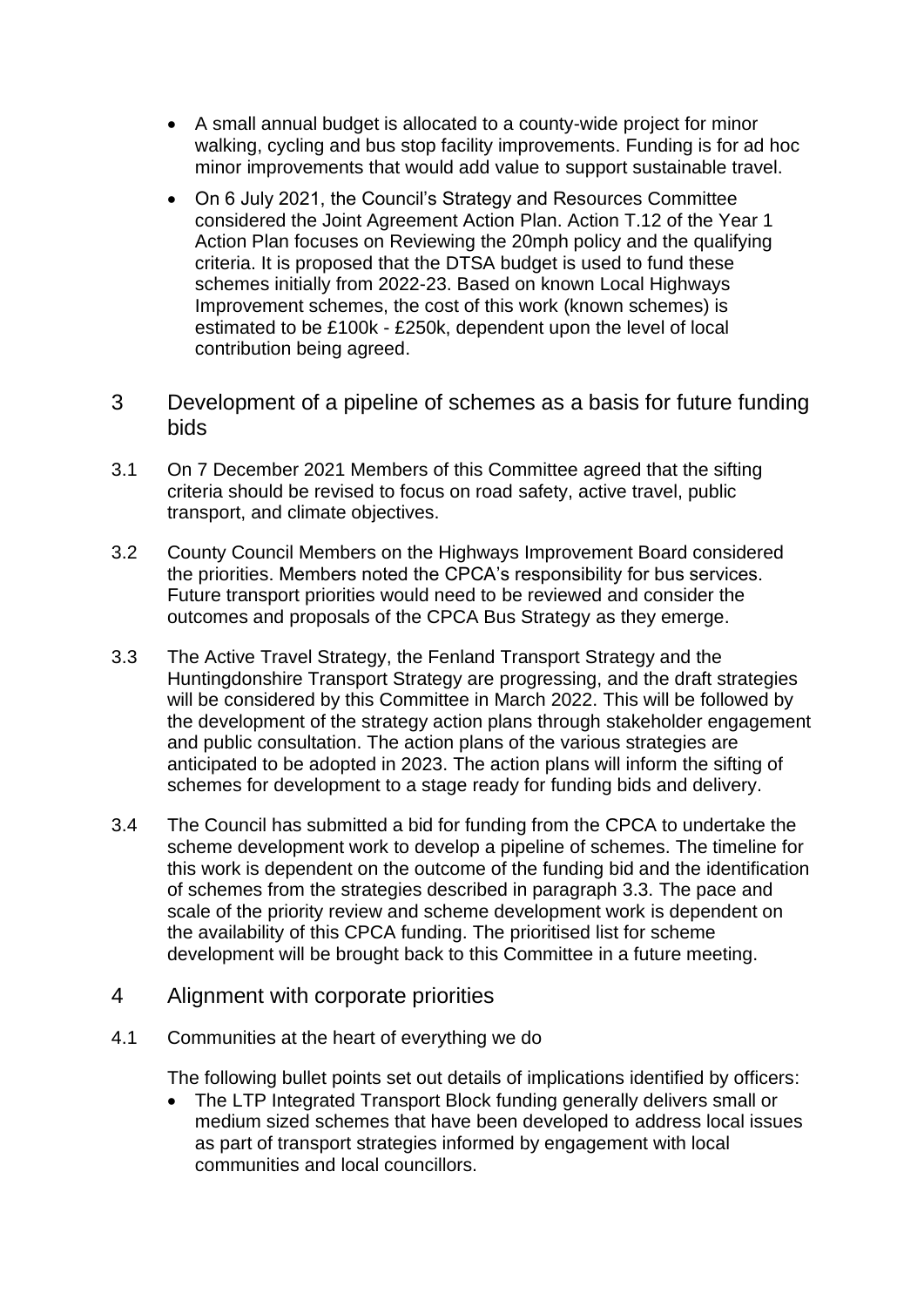- A small annual budget is allocated to a county-wide project for minor walking, cycling and bus stop facility improvements. Funding is for ad hoc minor improvements that would add value to support sustainable travel.
- On 6 July 2021, the Council's Strategy and Resources Committee considered the Joint Agreement Action Plan. Action T.12 of the Year 1 Action Plan focuses on Reviewing the 20mph policy and the qualifying criteria. It is proposed that the DTSA budget is used to fund these schemes initially from 2022-23. Based on known Local Highways Improvement schemes, the cost of this work (known schemes) is estimated to be £100k - £250k, dependent upon the level of local contribution being agreed.

## 3 Development of a pipeline of schemes as a basis for future funding bids

3.1 On 7 December 2021 Members of this Committee agreed that the sifting criteria should be revised to focus on road safety, active travel, public transport, and climate objectives.

3.2 County Council Members on the Highways Improvement Board considered the priorities. Members noted the CPCA's responsibility for bus services. Future transport priorities would need to be reviewed and consider the outcomes and proposals of the CPCA Bus Strategy as they emerge.

3.3 The Active Travel Strategy, the Fenland Transport Strategy and the Huntingdonshire Transport Strategy are progressing, and the draft strategies will be considered by this Committee in March 2022. This will be followed by the development of the strategy action plans through stakeholder engagement and public consultation. The action plans of the various strategies are anticipated to be adopted in 2023. The action plans will inform the sifting of schemes for development to a stage ready for funding bids and delivery.

3.4 The Council has submitted a bid for funding from the CPCA to undertake the scheme development work to develop a pipeline of schemes. The timeline for this work is dependent on the outcome of the funding bid and the identification of schemes from the strategies described in paragraph 3.3. The pace and scale of the priority review and scheme development work is dependent on the availability of this CPCA funding. The prioritised list for scheme development will be brought back to this Committee in a future meeting.

## 4 Alignment with corporate priorities

4.1 Communities at the heart of everything we do

The following bullet points set out details of implications identified by officers:

- The LTP Integrated Transport Block funding generally delivers small or medium sized schemes that have been developed to address local issues as part of transport strategies informed by engagement with local communities and local councillors.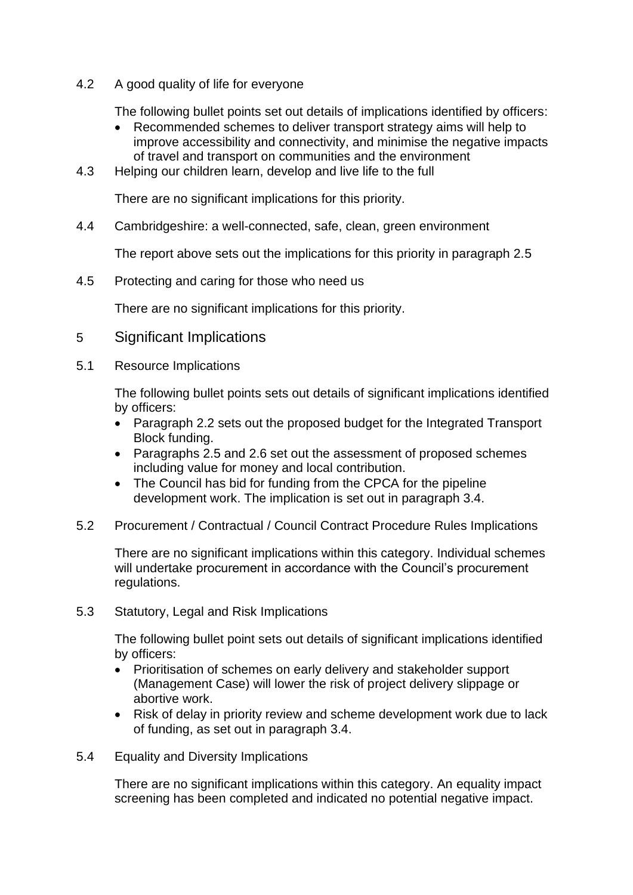### 4.2 A good quality of life for everyone

The following bullet points set out details of implications identified by officers:

- Recommended schemes to deliver transport strategy aims will help to improve accessibility and connectivity, and minimise the negative impacts of travel and transport on communities and the environment

### 4.3 Helping our children learn, develop and live life to the full

There are no significant implications for this priority.

### 4.4 Cambridgeshire: a well-connected, safe, clean, green environment

The report above sets out the implications for this priority in paragraph 2.5

### 4.5 Protecting and caring for those who need us

There are no significant implications for this priority.

## 5 Significant Implications

### 5.1 Resource Implications

The following bullet points sets out details of significant implications identified by officers:

- Paragraph 2.2 sets out the proposed budget for the Integrated Transport Block funding.
- Paragraphs 2.5 and 2.6 set out the assessment of proposed schemes including value for money and local contribution.
- The Council has bid for funding from the CPCA for the pipeline development work. The implication is set out in paragraph 3.4.

### 5.2 Procurement / Contractual / Council Contract Procedure Rules Implications

There are no significant implications within this category. Individual schemes will undertake procurement in accordance with the Council's procurement regulations.

### 5.3 Statutory, Legal and Risk Implications

The following bullet point sets out details of significant implications identified by officers:

- Prioritisation of schemes on early delivery and stakeholder support (Management Case) will lower the risk of project delivery slippage or abortive work.
- Risk of delay in priority review and scheme development work due to lack of funding, as set out in paragraph 3.4.

### 5.4 Equality and Diversity Implications

There are no significant implications within this category. An equality impact screening has been completed and indicated no potential negative impact.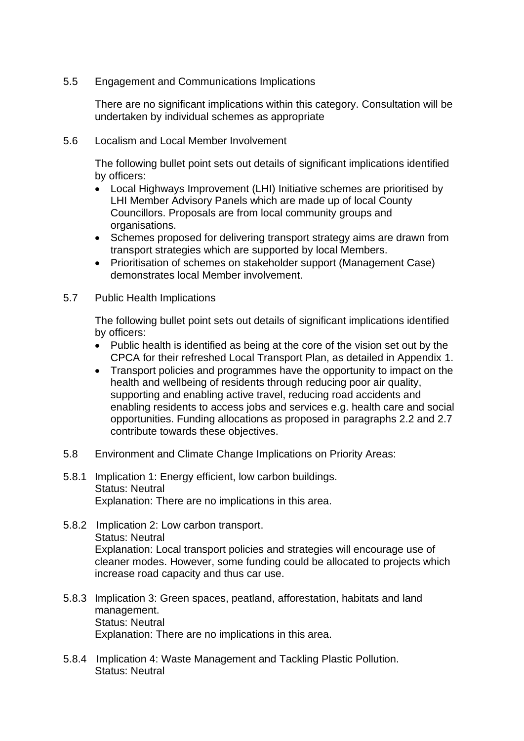5.5 Engagement and Communications Implications

There are no significant implications within this category. Consultation will be undertaken by individual schemes as appropriate

5.6 Localism and Local Member Involvement

The following bullet point sets out details of significant implications identified by officers:

- Local Highways Improvement (LHI) Initiative schemes are prioritised by LHI Member Advisory Panels which are made up of local County Councillors. Proposals are from local community groups and organisations.
- Schemes proposed for delivering transport strategy aims are drawn from transport strategies which are supported by local Members.
- Prioritisation of schemes on stakeholder support (Management Case) demonstrates local Member involvement.

5.7 Public Health Implications

The following bullet point sets out details of significant implications identified by officers:

- Public health is identified as being at the core of the vision set out by the CPCA for their refreshed Local Transport Plan, as detailed in Appendix 1.
- Transport policies and programmes have the opportunity to impact on the health and wellbeing of residents through reducing poor air quality, supporting and enabling active travel, reducing road accidents and enabling residents to access jobs and services e.g. health care and social opportunities. Funding allocations as proposed in paragraphs 2.2 and 2.7 contribute towards these objectives.

5.8 Environment and Climate Change Implications on Priority Areas:

5.8.1 Implication 1: Energy efficient, low carbon buildings.
Status: Neutral
Explanation: There are no implications in this area.

5.8.2 Implication 2: Low carbon transport.
Status: Neutral
Explanation: Local transport policies and strategies will encourage use of cleaner modes. However, some funding could be allocated to projects which increase road capacity and thus car use.

5.8.3 Implication 3: Green spaces, peatland, afforestation, habitats and land management.
Status: Neutral
Explanation: There are no implications in this area.

5.8.4 Implication 4: Waste Management and Tackling Plastic Pollution.
Status: Neutral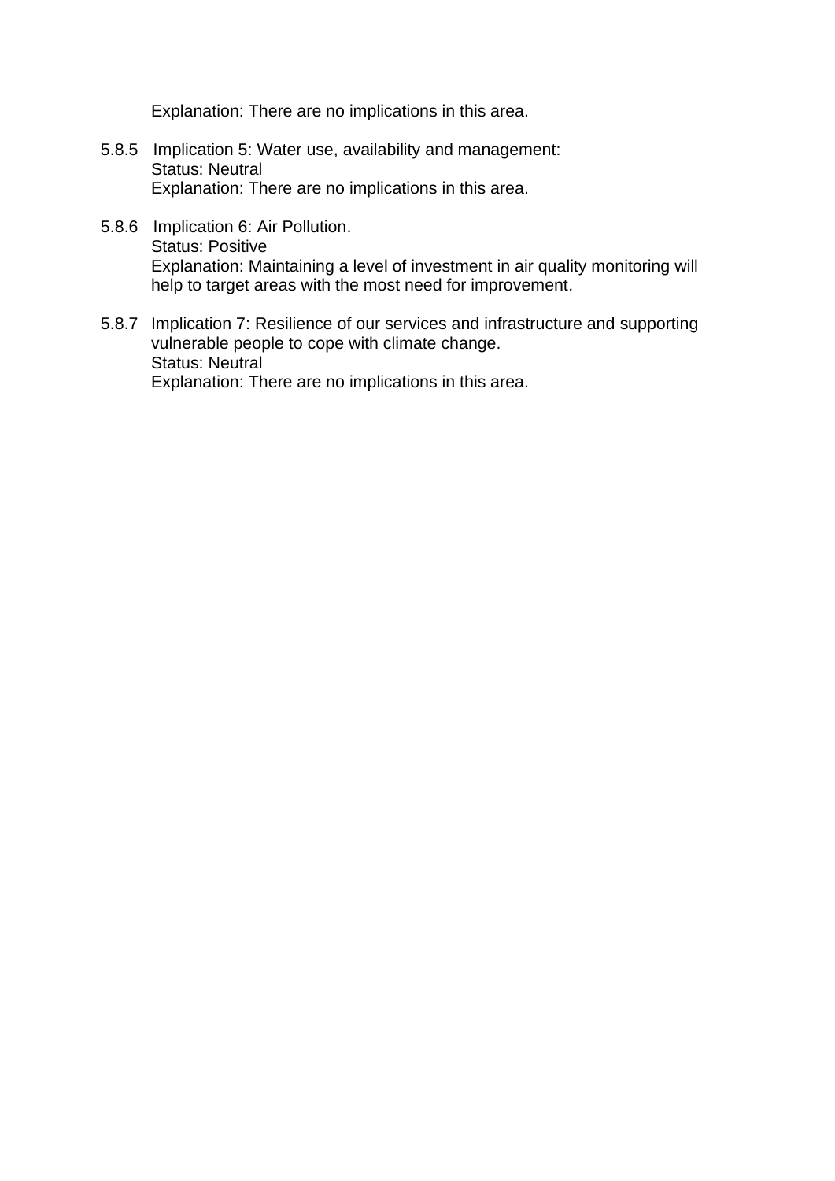Explanation: There are no implications in this area.

5.8.5 Implication 5: Water use, availability and management:
Status: Neutral
Explanation: There are no implications in this area.

5.8.6 Implication 6: Air Pollution.
Status: Positive
Explanation: Maintaining a level of investment in air quality monitoring will help to target areas with the most need for improvement.

5.8.7 Implication 7: Resilience of our services and infrastructure and supporting vulnerable people to cope with climate change.
Status: Neutral
Explanation: There are no implications in this area.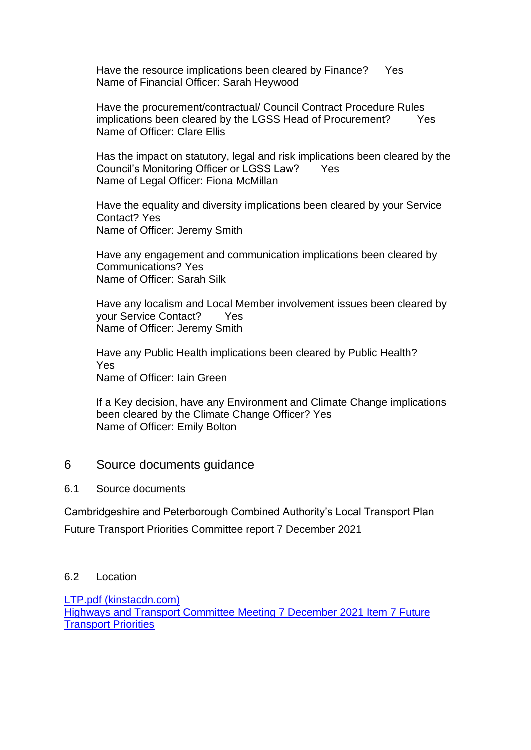Have the resource implications been cleared by Finance? Yes
Name of Financial Officer: Sarah Heywood

Have the procurement/contractual/ Council Contract Procedure Rules implications been cleared by the LGSS Head of Procurement? Yes
Name of Officer: Clare Ellis

Has the impact on statutory, legal and risk implications been cleared by the Council's Monitoring Officer or LGSS Law? Yes
Name of Legal Officer: Fiona McMillan

Have the equality and diversity implications been cleared by your Service Contact? Yes
Name of Officer: Jeremy Smith

Have any engagement and communication implications been cleared by Communications? Yes
Name of Officer: Sarah Silk

Have any localism and Local Member involvement issues been cleared by your Service Contact? Yes
Name of Officer: Jeremy Smith

Have any Public Health implications been cleared by Public Health? Yes
Name of Officer: Iain Green

If a Key decision, have any Environment and Climate Change implications been cleared by the Climate Change Officer? Yes
Name of Officer: Emily Bolton

## 6 Source documents guidance

### 6.1 Source documents

Cambridgeshire and Peterborough Combined Authority's Local Transport Plan

Future Transport Priorities Committee report 7 December 2021

### 6.2 Location

LTP.pdf (kinstacdn.com)
Highways and Transport Committee Meeting 7 December 2021 Item 7 Future Transport Priorities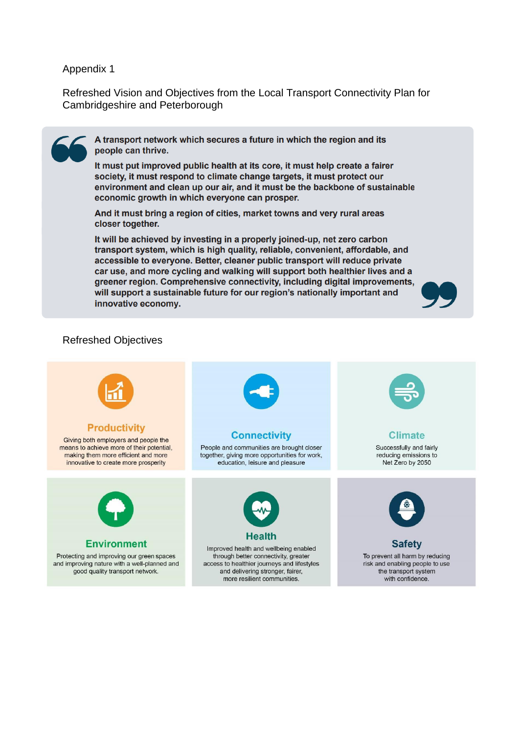Appendix 1

Refreshed Vision and Objectives from the Local Transport Connectivity Plan for Cambridgeshire and Peterborough

> **A transport network which secures a future in which the region and its people can thrive.**
>
> **It must put improved public health at its core, it must help create a fairer society, it must respond to climate change targets, it must protect our environment and clean up our air, and it must be the backbone of sustainable economic growth in which everyone can prosper.**
>
> **And it must bring a region of cities, market towns and very rural areas closer together.**
>
> **It will be achieved by investing in a properly joined-up, net zero carbon transport system, which is high quality, reliable, convenient, affordable, and accessible to everyone. Better, cleaner public transport will reduce private car use, and more cycling and walking will support both healthier lives and a greener region. Comprehensive connectivity, including digital improvements, will support a sustainable future for our region's nationally important and innovative economy.**

Refreshed Objectives

**Productivity**
Giving both employers and people the means to achieve more of their potential, making them more efficient and more innovative to create more prosperity

**Connectivity**
People and communities are brought closer together, giving more opportunities for work, education, leisure and pleasure

**Climate**
Successfully and fairly reducing emissions to Net Zero by 2050

**Environment**
Protecting and improving our green spaces and improving nature with a well-planned and good quality transport network.

**Health**
Improved health and wellbeing enabled through better connectivity, greater access to healthier journeys and lifestyles and delivering stronger, fairer, more resilient communities.

**Safety**
To prevent all harm by reducing risk and enabling people to use the transport system with confidence.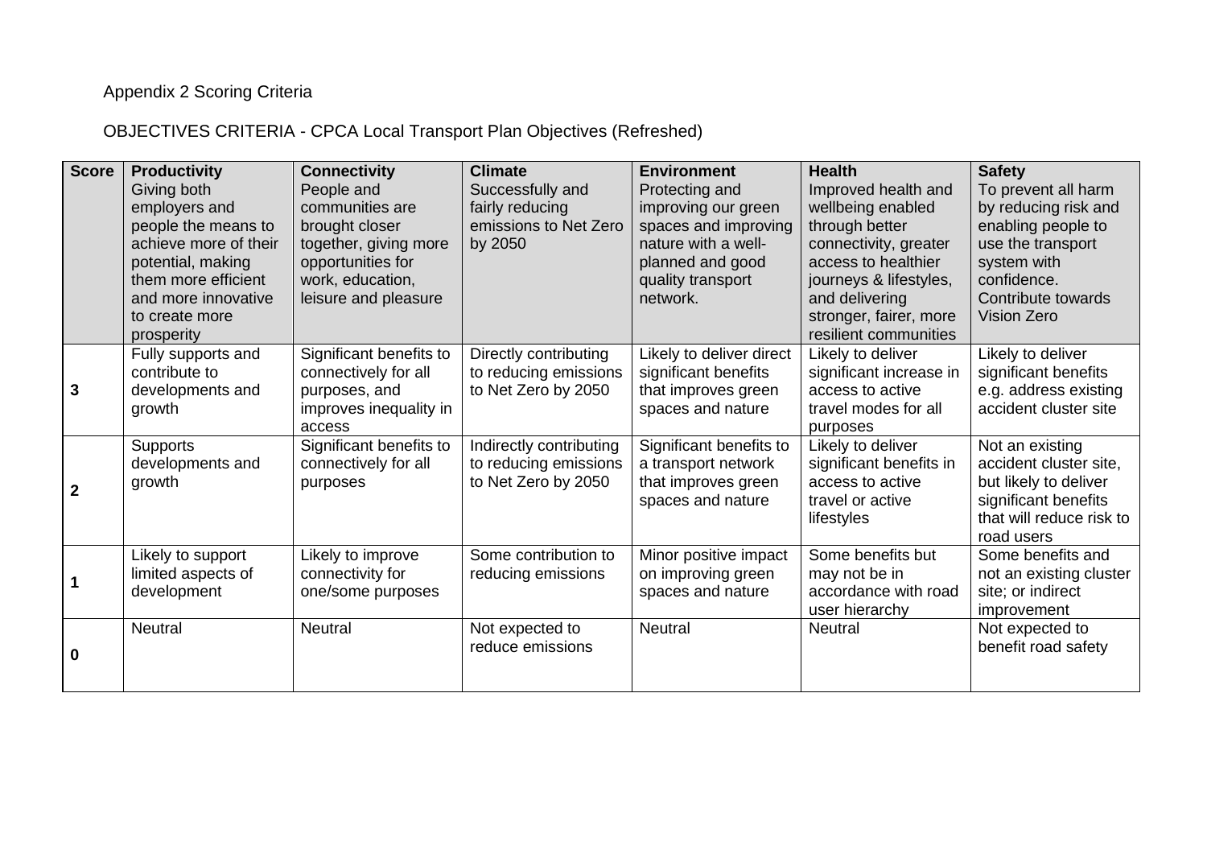Appendix 2 Scoring Criteria

OBJECTIVES CRITERIA - CPCA Local Transport Plan Objectives (Refreshed)

| **Score** | **Productivity** Giving both employers and people the means to achieve more of their potential, making them more efficient and more innovative to create more prosperity | **Connectivity** People and communities are brought closer together, giving more opportunities for work, education, leisure and pleasure | **Climate** Successfully and fairly reducing emissions to Net Zero by 2050 | **Environment** Protecting and improving our green spaces and improving nature with a well-planned and good quality transport network. | **Health** Improved health and wellbeing enabled through better connectivity, greater access to healthier journeys & lifestyles, and delivering stronger, fairer, more resilient communities | **Safety** To prevent all harm by reducing risk and enabling people to use the transport system with confidence. Contribute towards Vision Zero |
|---|---|---|---|---|---|---|
| **3** | Fully supports and contribute to developments and growth | Significant benefits to connectively for all purposes, and improves inequality in access | Directly contributing to reducing emissions to Net Zero by 2050 | Likely to deliver direct significant benefits that improves green spaces and nature | Likely to deliver significant increase in access to active travel modes for all purposes | Likely to deliver significant benefits e.g. address existing accident cluster site |
| **2** | Supports developments and growth | Significant benefits to connectively for all purposes | Indirectly contributing to reducing emissions to Net Zero by 2050 | Significant benefits to a transport network that improves green spaces and nature | Likely to deliver significant benefits in access to active travel or active lifestyles | Not an existing accident cluster site, but likely to deliver significant benefits that will reduce risk to road users |
| **1** | Likely to support limited aspects of development | Likely to improve connectivity for one/some purposes | Some contribution to reducing emissions | Minor positive impact on improving green spaces and nature | Some benefits but may not be in accordance with road user hierarchy | Some benefits and not an existing cluster site; or indirect improvement |
| **0** | Neutral | Neutral | Not expected to reduce emissions | Neutral | Neutral | Not expected to benefit road safety |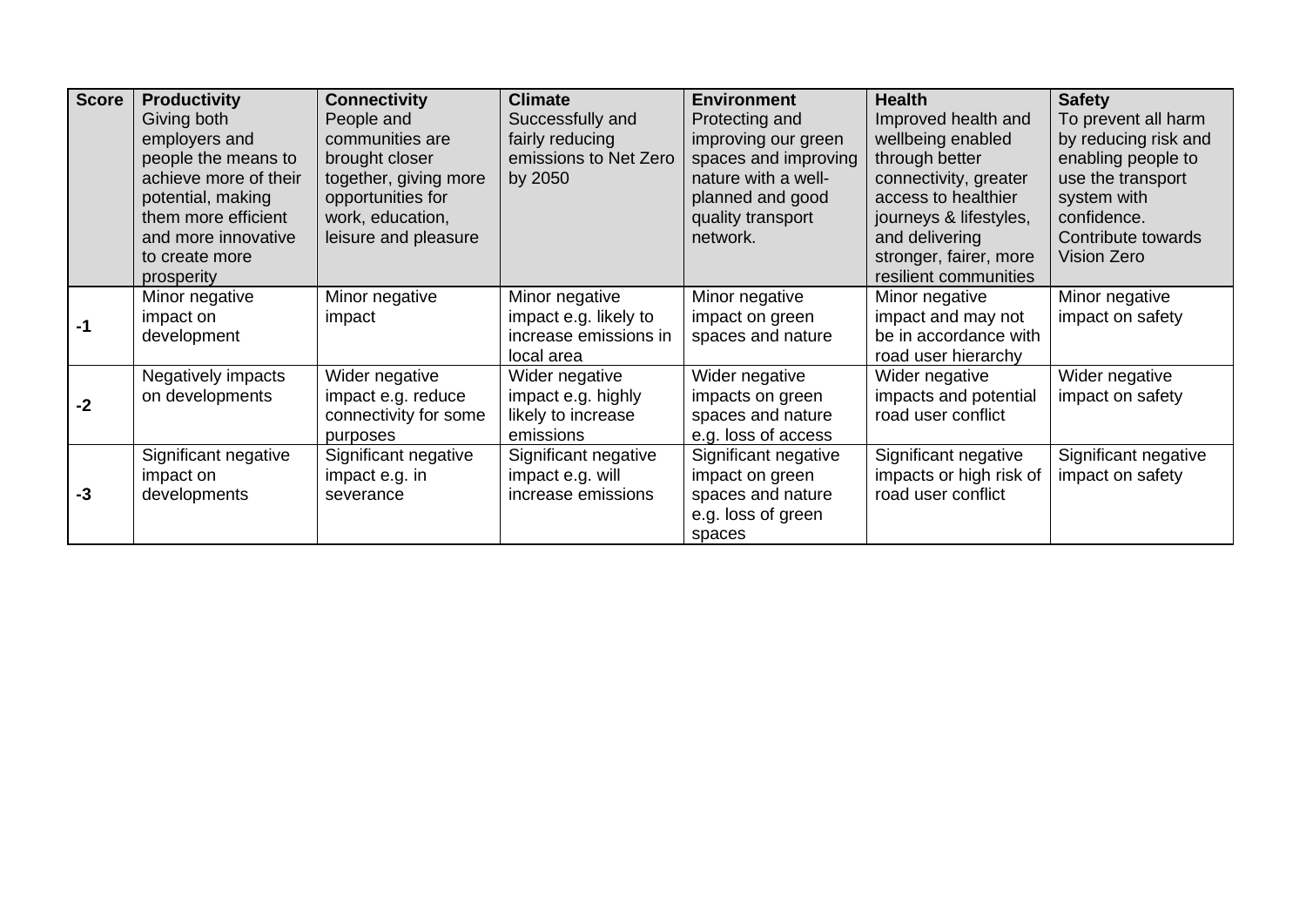| Score | **Productivity** Giving both employers and people the means to achieve more of their potential, making them more efficient and more innovative to create more prosperity | **Connectivity** People and communities are brought closer together, giving more opportunities for work, education, leisure and pleasure | **Climate** Successfully and fairly reducing emissions to Net Zero by 2050 | **Environment** Protecting and improving our green spaces and improving nature with a well-planned and good quality transport network. | **Health** Improved health and wellbeing enabled through better connectivity, greater access to healthier journeys & lifestyles, and delivering stronger, fairer, more resilient communities | **Safety** To prevent all harm by reducing risk and enabling people to use the transport system with confidence. Contribute towards Vision Zero |
|---|---|---|---|---|---|---|
| **-1** | Minor negative impact on development | Minor negative impact | Minor negative impact e.g. likely to increase emissions in local area | Minor negative impact on green spaces and nature | Minor negative impact and may not be in accordance with road user hierarchy | Minor negative impact on safety |
| **-2** | Negatively impacts on developments | Wider negative impact e.g. reduce connectivity for some purposes | Wider negative impact e.g. highly likely to increase emissions | Wider negative impacts on green spaces and nature e.g. loss of access | Wider negative impacts and potential road user conflict | Wider negative impact on safety |
| **-3** | Significant negative impact on developments | Significant negative impact e.g. in severance | Significant negative impact e.g. will increase emissions | Significant negative impact on green spaces and nature e.g. loss of green spaces | Significant negative impacts or high risk of road user conflict | Significant negative impact on safety |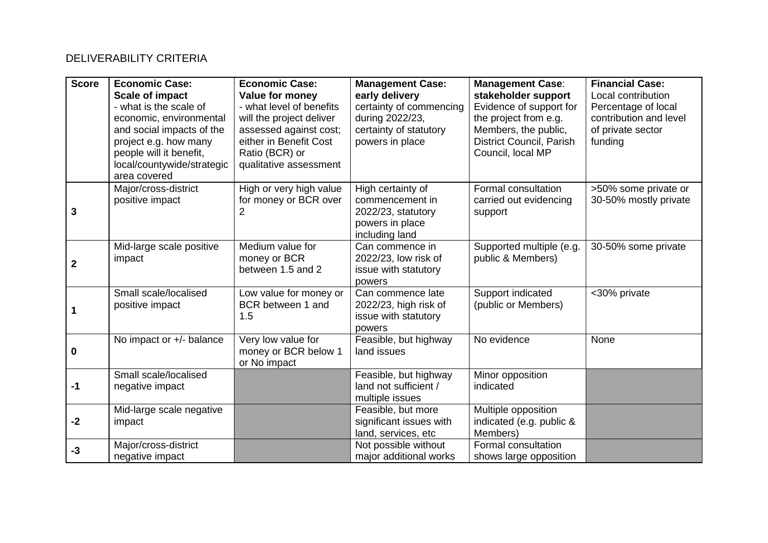DELIVERABILITY CRITERIA

| Score | **Economic Case: Scale of impact** - what is the scale of economic, environmental and social impacts of the project e.g. how many people will it benefit, local/countywide/strategic area covered | **Economic Case: Value for money** - what level of benefits will the project deliver assessed against cost; either in Benefit Cost Ratio (BCR) or qualitative assessment | **Management Case: early delivery** certainty of commencing during 2022/23, certainty of statutory powers in place | **Management Case**: **stakeholder support** Evidence of support for the project from e.g. Members, the public, District Council, Parish Council, local MP | **Financial Case:** Local contribution Percentage of local contribution and level of private sector funding |
|---|---|---|---|---|---|
| **3** | Major/cross-district positive impact | High or very high value for money or BCR over 2 | High certainty of commencement in 2022/23, statutory powers in place including land | Formal consultation carried out evidencing support | >50% some private or 30-50% mostly private |
| **2** | Mid-large scale positive impact | Medium value for money or BCR between 1.5 and 2 | Can commence in 2022/23, low risk of issue with statutory powers | Supported multiple (e.g. public & Members) | 30-50% some private |
| **1** | Small scale/localised positive impact | Low value for money or BCR between 1 and 1.5 | Can commence late 2022/23, high risk of issue with statutory powers | Support indicated (public or Members) | <30% private |
| **0** | No impact or +/- balance | Very low value for money or BCR below 1 or No impact | Feasible, but highway land issues | No evidence | None |
| **-1** | Small scale/localised negative impact | | Feasible, but highway land not sufficient / multiple issues | Minor opposition indicated | |
| **-2** | Mid-large scale negative impact | | Feasible, but more significant issues with land, services, etc | Multiple opposition indicated (e.g. public & Members) | |
| **-3** | Major/cross-district negative impact | | Not possible without major additional works | Formal consultation shows large opposition | |